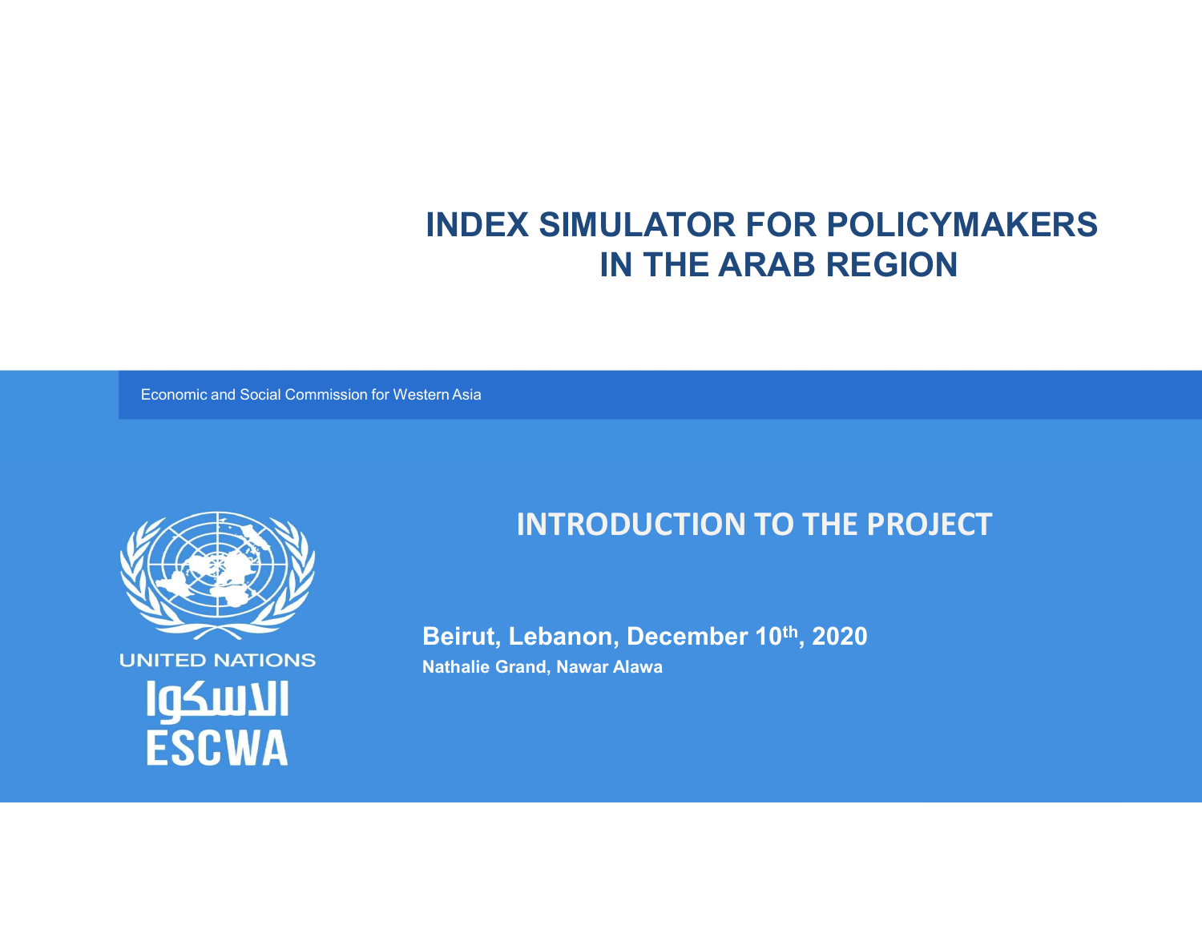# INDEX SIMULATOR FOR POLICYMAKERS IN THE ARAB REGION

Economic and Social Commission for Western Asia

UNITED NATIONS

الاسكوا

ESCWA

## INTRODUCTION TO THE PROJECT

**Beirut, Lebanon, December 10th, 2020**

**Nathalie Grand, Nawar Alawa**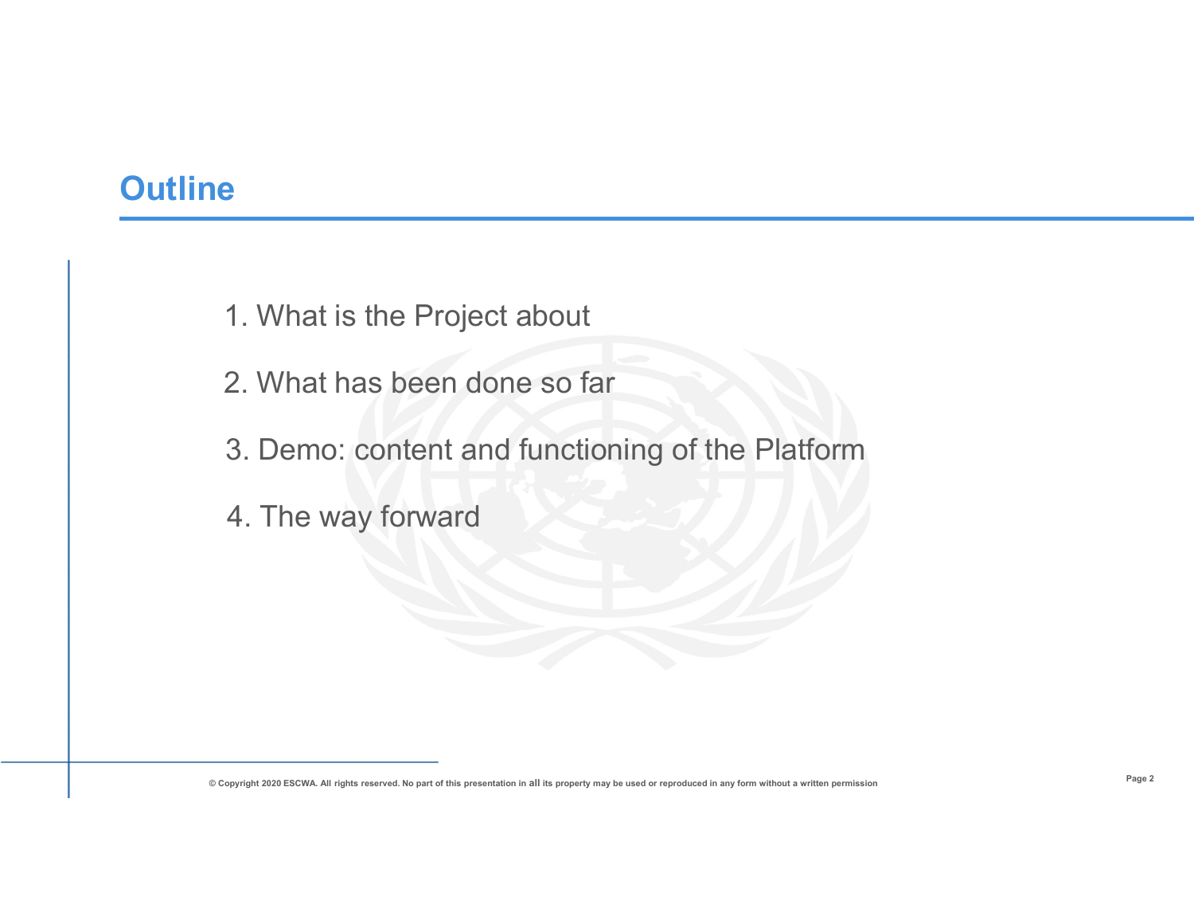## Outline

1. What is the Project about
2. What has been done so far
3. Demo: content and functioning of the Platform
4. The way forward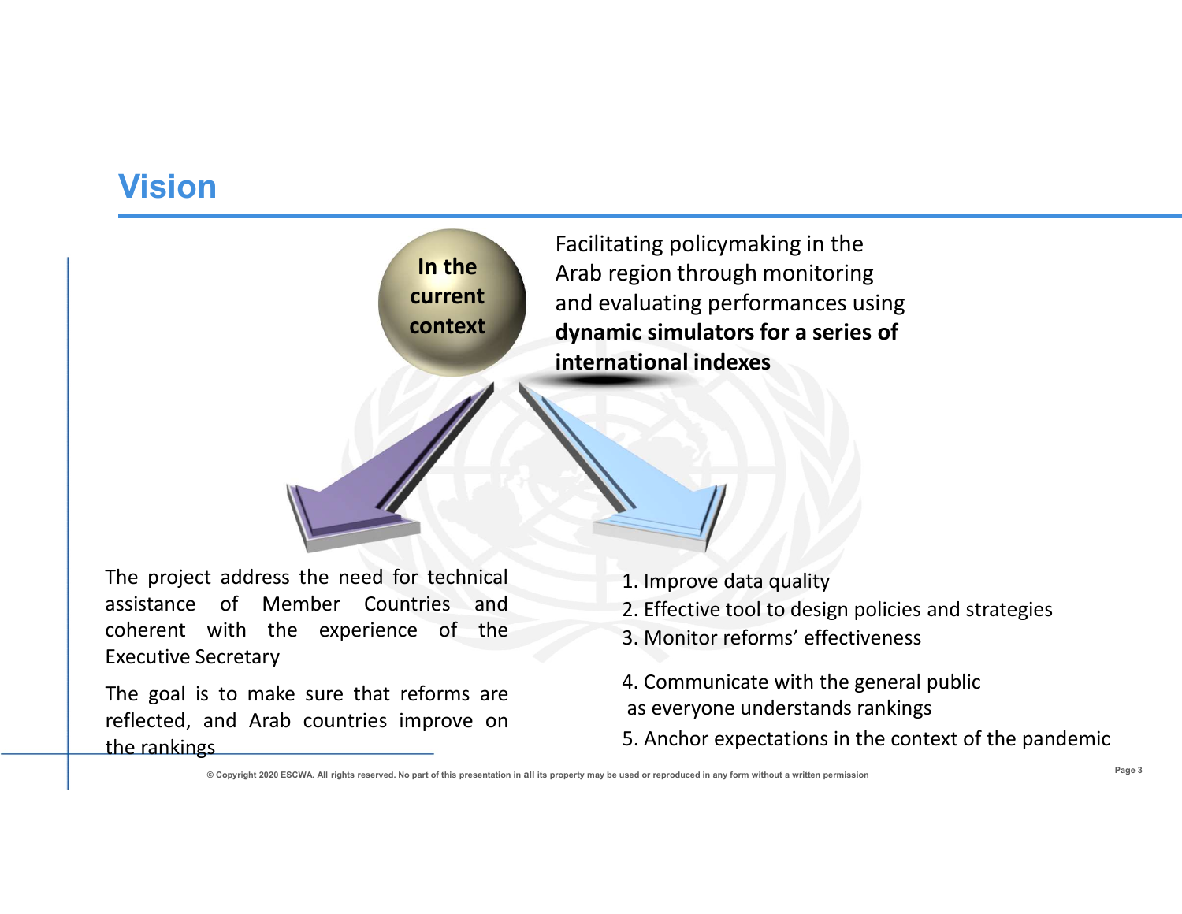## Vision

**In the current context**

Facilitating policymaking in the Arab region through monitoring and evaluating performances using **dynamic simulators for a series of international indexes**

The project address the need for technical assistance of Member Countries and coherent with the experience of the Executive Secretary

The goal is to make sure that reforms are reflected, and Arab countries improve on the rankings

1. Improve data quality
2. Effective tool to design policies and strategies
3. Monitor reforms' effectiveness
4. Communicate with the general public as everyone understands rankings
5. Anchor expectations in the context of the pandemic

© Copyright 2020 ESCWA. All rights reserved. No part of this presentation in all its property may be used or reproduced in any form without a written permission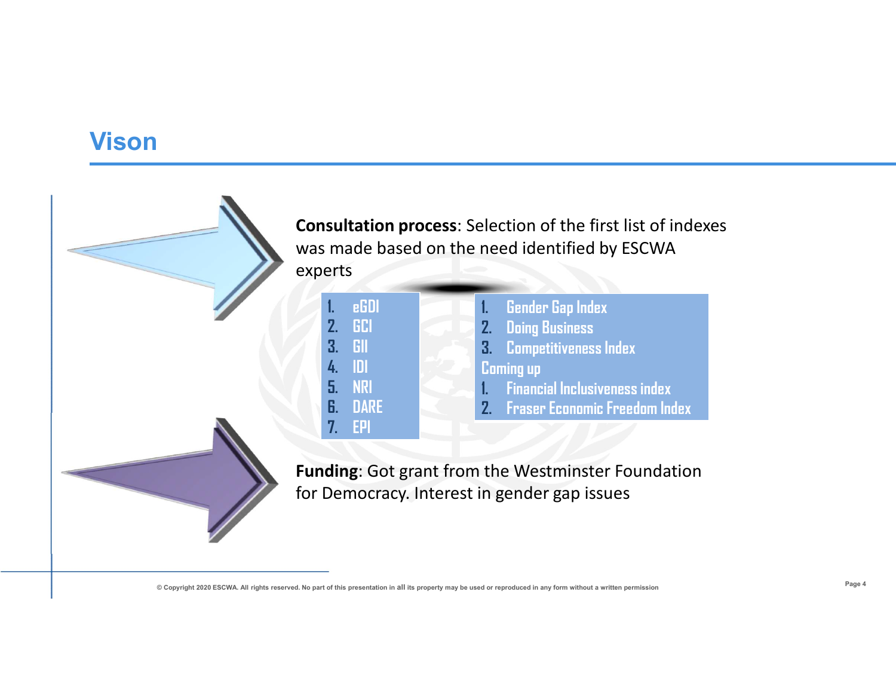## Vison

**Consultation process**: Selection of the first list of indexes was made based on the need identified by ESCWA experts

1. eGDI
2. GCI
3. GII
4. IDI
5. NRI
6. DARE
7. EPI

1. Gender Gap Index
2. Doing Business
3. Competitiveness Index

Coming up

1. Financial Inclusiveness index
2. Fraser Economic Freedom Index

**Funding**: Got grant from the Westminster Foundation for Democracy. Interest in gender gap issues

© Copyright 2020 ESCWA. All rights reserved. No part of this presentation in all its property may be used or reproduced in any form without a written permission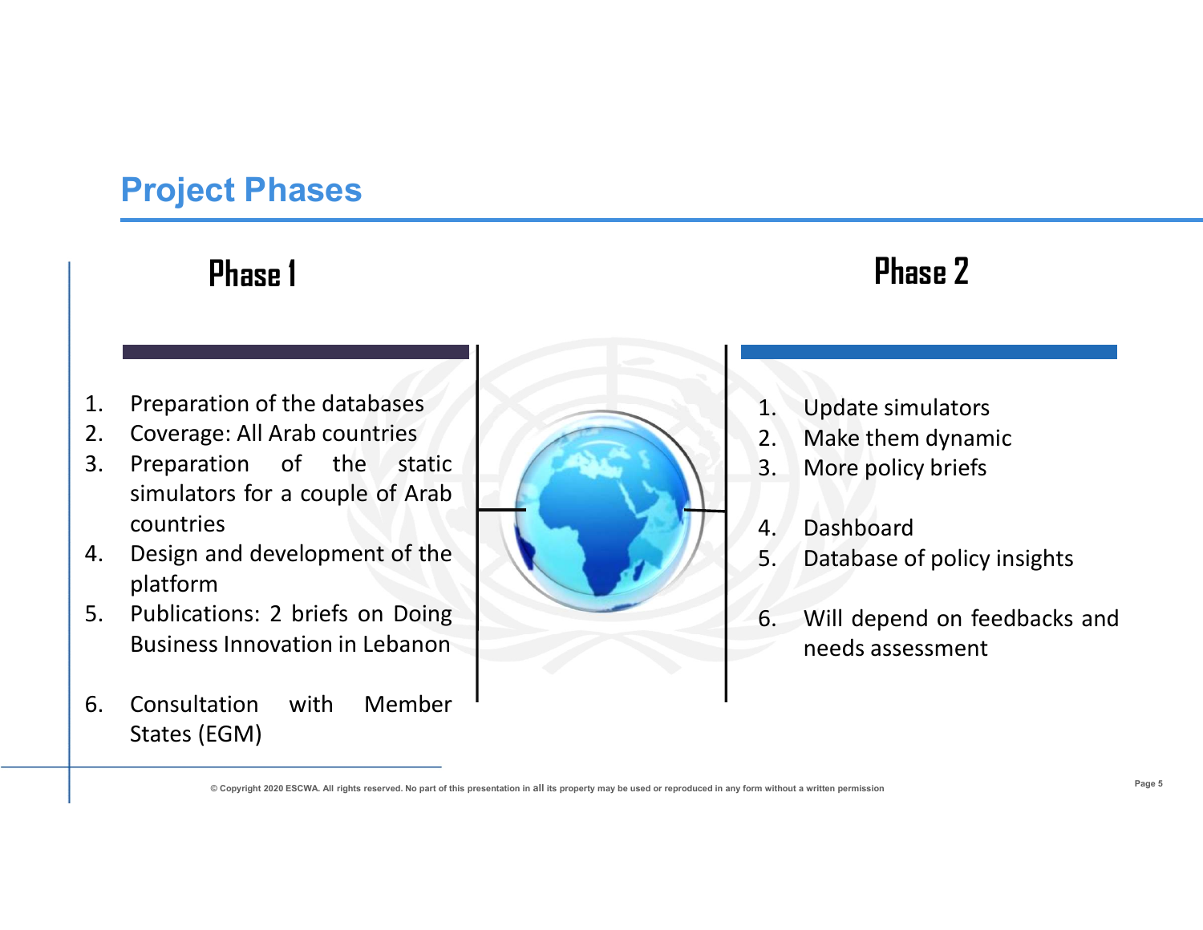# Project Phases

## Phase 1

1. Preparation of the databases
2. Coverage: All Arab countries
3. Preparation of the static simulators for a couple of Arab countries
4. Design and development of the platform
5. Publications: 2 briefs on Doing Business Innovation in Lebanon
6. Consultation with Member States (EGM)

## Phase 2

1. Update simulators
2. Make them dynamic
3. More policy briefs
4. Dashboard
5. Database of policy insights
6. Will depend on feedbacks and needs assessment

© Copyright 2020 ESCWA. All rights reserved. No part of this presentation in all its property may be used or reproduced in any form without a written permission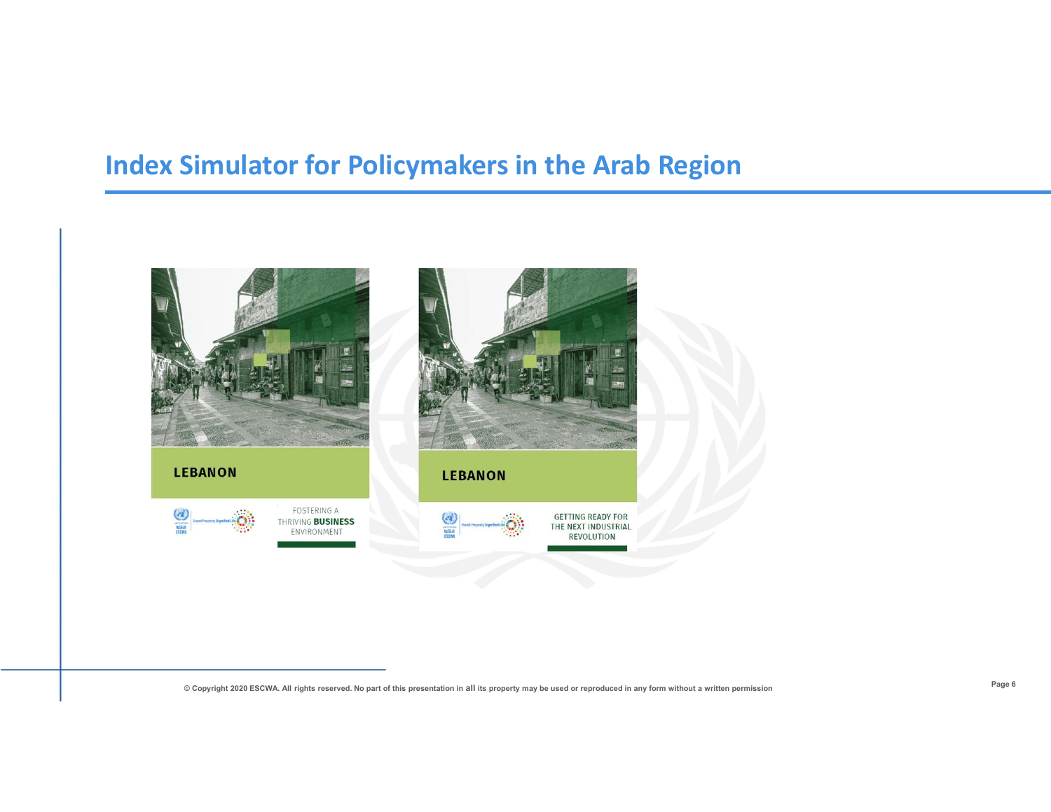# Index Simulator for Policymakers in the Arab Region

LEBANON

FOSTERING A THRIVING **BUSINESS** ENVIRONMENT

LEBANON

GETTING READY FOR THE NEXT INDUSTRIAL REVOLUTION

© Copyright 2020 ESCWA. All rights reserved. No part of this presentation in all its property may be used or reproduced in any form without a written permission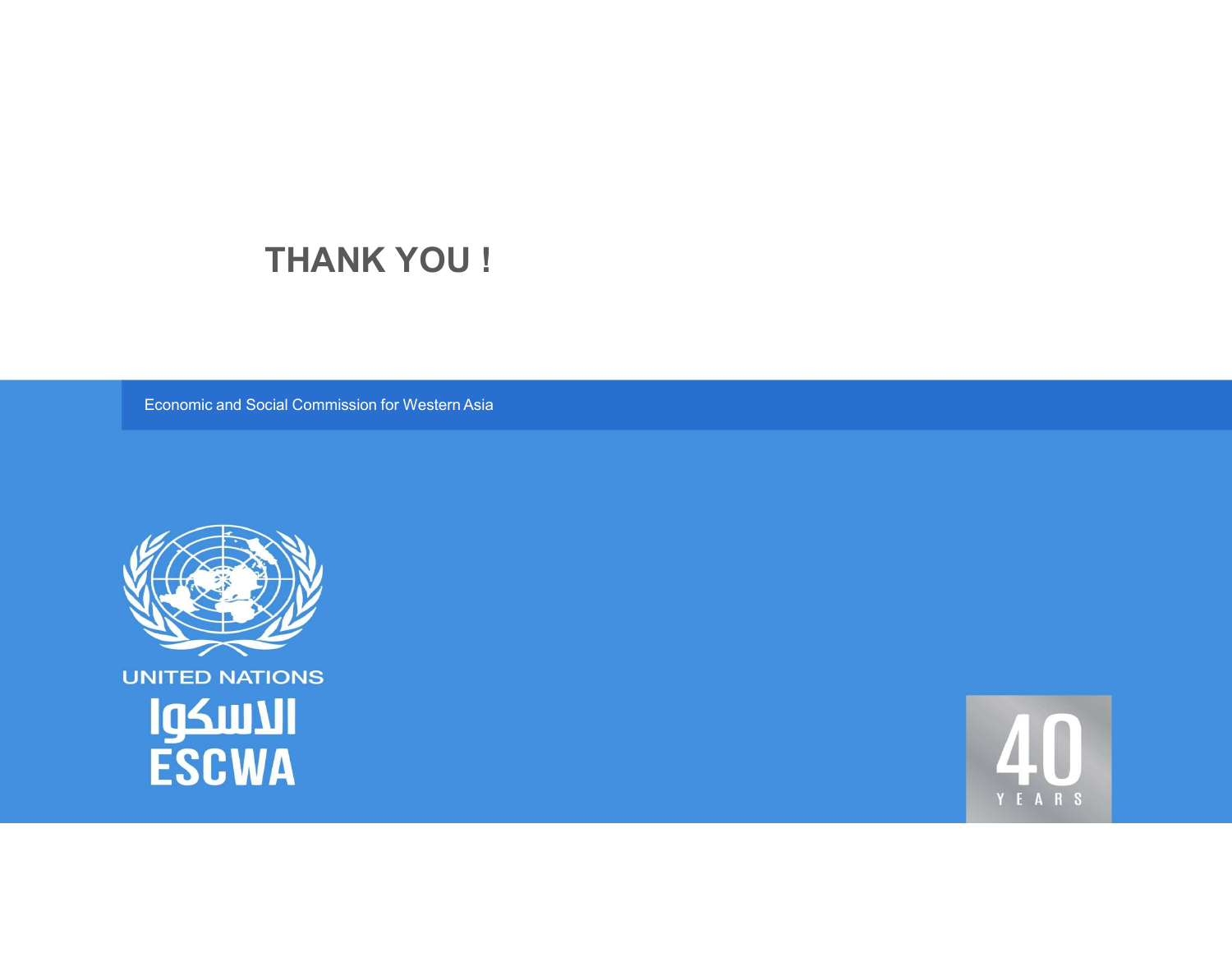# THANK YOU !

Economic and Social Commission for Western Asia

UNITED NATIONS

الاسكوا

ESCWA

40

YEARS